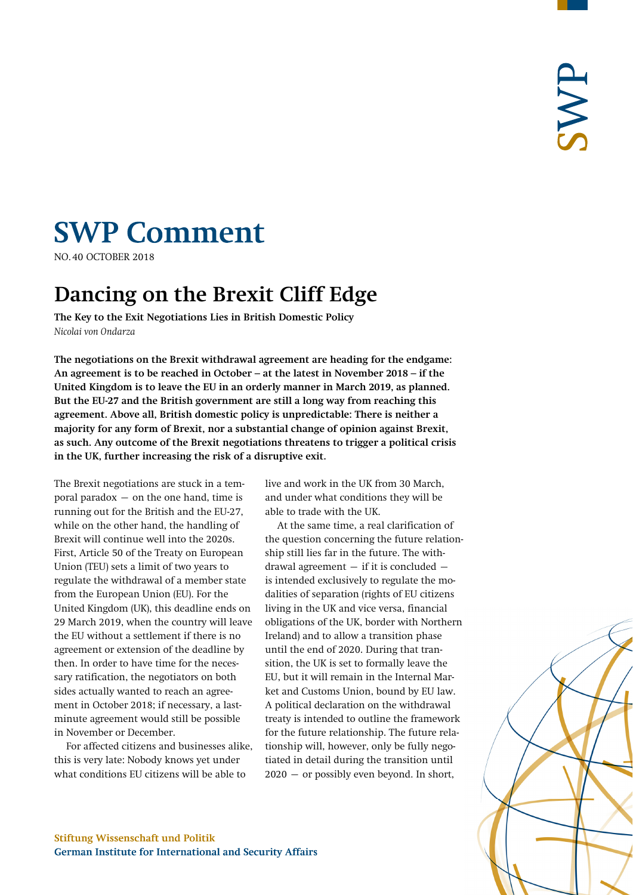# SWP Comment

NO. 40 OCTOBER 2018

## Dancing on the Brexit Cliff Edge

**The Key to the Exit Negotiations Lies in British Domestic Policy**

*Nicolai von Ondarza*

**The negotiations on the Brexit withdrawal agreement are heading for the endgame: An agreement is to be reached in October – at the latest in November 2018 – if the United Kingdom is to leave the EU in an orderly manner in March 2019, as planned. But the EU-27 and the British government are still a long way from reaching this agreement. Above all, British domestic policy is unpredictable: There is neither a majority for any form of Brexit, nor a substantial change of opinion against Brexit, as such. Any outcome of the Brexit negotiations threatens to trigger a political crisis in the UK, further increasing the risk of a disruptive exit.**

The Brexit negotiations are stuck in a temporal paradox — on the one hand, time is running out for the British and the EU-27, while on the other hand, the handling of Brexit will continue well into the 2020s. First, Article 50 of the Treaty on European Union (TEU) sets a limit of two years to regulate the withdrawal of a member state from the European Union (EU). For the United Kingdom (UK), this deadline ends on 29 March 2019, when the country will leave the EU without a settlement if there is no agreement or extension of the deadline by then. In order to have time for the necessary ratification, the negotiators on both sides actually wanted to reach an agreement in October 2018; if necessary, a last-minute agreement would still be possible in November or December.

For affected citizens and businesses alike, this is very late: Nobody knows yet under what conditions EU citizens will be able to live and work in the UK from 30 March, and under what conditions they will be able to trade with the UK.

At the same time, a real clarification of the question concerning the future relationship still lies far in the future. The withdrawal agreement — if it is concluded — is intended exclusively to regulate the modalities of separation (rights of EU citizens living in the UK and vice versa, financial obligations of the UK, border with Northern Ireland) and to allow a transition phase until the end of 2020. During that transition, the UK is set to formally leave the EU, but it will remain in the Internal Market and Customs Union, bound by EU law. A political declaration on the withdrawal treaty is intended to outline the framework for the future relationship. The future relationship will, however, only be fully negotiated in detail during the transition until 2020 — or possibly even beyond. In short,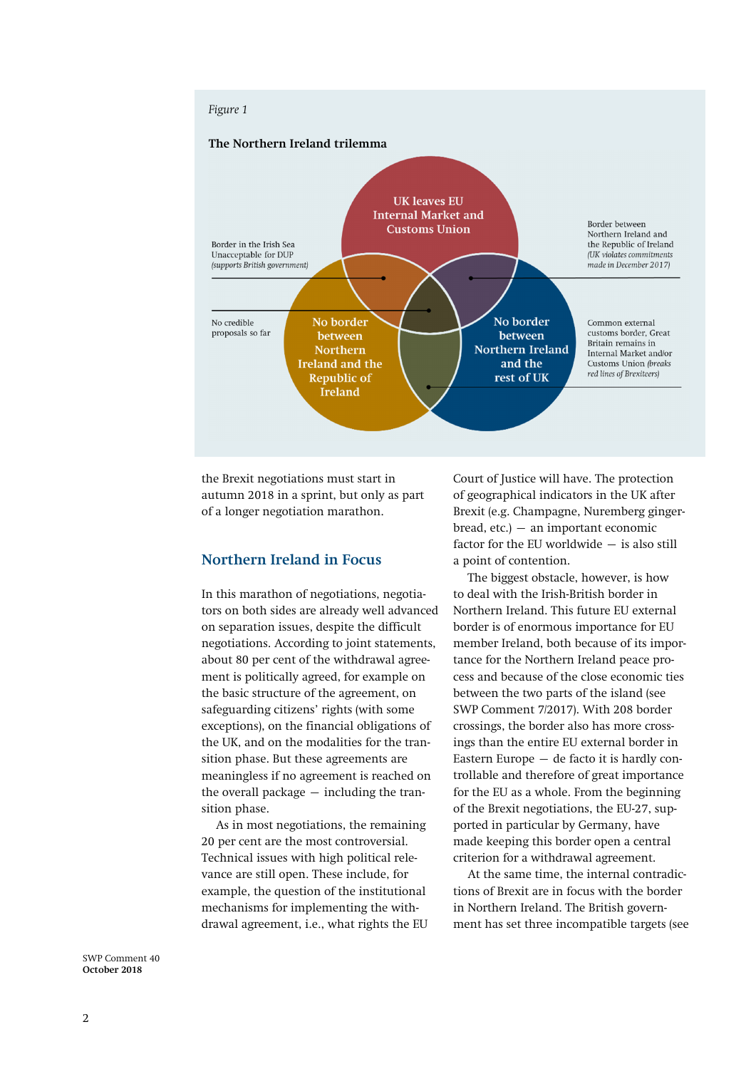*Figure 1*

**The Northern Ireland trilemma**

UK leaves EU Internal Market and Customs Union

No border between Northern Ireland and the Republic of Ireland

No border between Northern Ireland and the rest of UK

Border in the Irish Sea Unacceptable for DUP *(supports British government)*

No credible proposals so far

Border between Northern Ireland and the Republic of Ireland *(UK violates commitments made in December 2017)*

Common external customs border, Great Britain remains in Internal Market and/or Customs Union *(breaks red lines of Brexiteers)*

the Brexit negotiations must start in autumn 2018 in a sprint, but only as part of a longer negotiation marathon.

## Northern Ireland in Focus

In this marathon of negotiations, negotiators on both sides are already well advanced on separation issues, despite the difficult negotiations. According to joint statements, about 80 per cent of the withdrawal agreement is politically agreed, for example on the basic structure of the agreement, on safeguarding citizens' rights (with some exceptions), on the financial obligations of the UK, and on the modalities for the transition phase. But these agreements are meaningless if no agreement is reached on the overall package — including the transition phase.

As in most negotiations, the remaining 20 per cent are the most controversial. Technical issues with high political relevance are still open. These include, for example, the question of the institutional mechanisms for implementing the withdrawal agreement, i.e., what rights the EU Court of Justice will have. The protection of geographical indicators in the UK after Brexit (e.g. Champagne, Nuremberg gingerbread, etc.) — an important economic factor for the EU worldwide — is also still a point of contention.

The biggest obstacle, however, is how to deal with the Irish-British border in Northern Ireland. This future EU external border is of enormous importance for EU member Ireland, both because of its importance for the Northern Ireland peace process and because of the close economic ties between the two parts of the island (see SWP Comment 7/2017). With 208 border crossings, the border also has more crossings than the entire EU external border in Eastern Europe — de facto it is hardly controllable and therefore of great importance for the EU as a whole. From the beginning of the Brexit negotiations, the EU-27, supported in particular by Germany, have made keeping this border open a central criterion for a withdrawal agreement.

At the same time, the internal contradictions of Brexit are in focus with the border in Northern Ireland. The British government has set three incompatible targets (see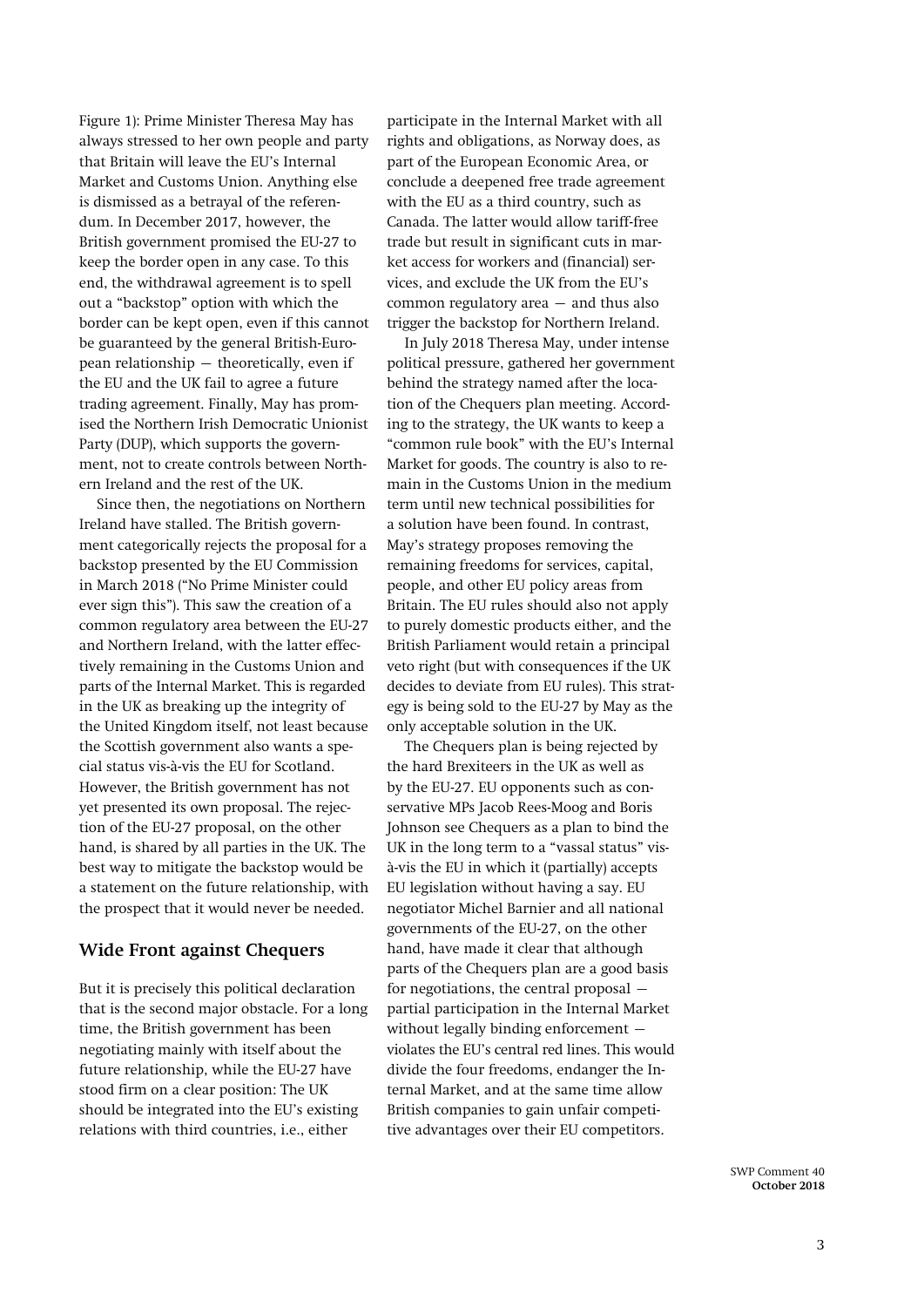Figure 1): Prime Minister Theresa May has always stressed to her own people and party that Britain will leave the EU's Internal Market and Customs Union. Anything else is dismissed as a betrayal of the referendum. In December 2017, however, the British government promised the EU-27 to keep the border open in any case. To this end, the withdrawal agreement is to spell out a "backstop" option with which the border can be kept open, even if this cannot be guaranteed by the general British-European relationship — theoretically, even if the EU and the UK fail to agree a future trading agreement. Finally, May has promised the Northern Irish Democratic Unionist Party (DUP), which supports the government, not to create controls between Northern Ireland and the rest of the UK.

Since then, the negotiations on Northern Ireland have stalled. The British government categorically rejects the proposal for a backstop presented by the EU Commission in March 2018 ("No Prime Minister could ever sign this"). This saw the creation of a common regulatory area between the EU-27 and Northern Ireland, with the latter effectively remaining in the Customs Union and parts of the Internal Market. This is regarded in the UK as breaking up the integrity of the United Kingdom itself, not least because the Scottish government also wants a special status vis-à-vis the EU for Scotland. However, the British government has not yet presented its own proposal. The rejection of the EU-27 proposal, on the other hand, is shared by all parties in the UK. The best way to mitigate the backstop would be a statement on the future relationship, with the prospect that it would never be needed.

## Wide Front against Chequers

But it is precisely this political declaration that is the second major obstacle. For a long time, the British government has been negotiating mainly with itself about the future relationship, while the EU-27 have stood firm on a clear position: The UK should be integrated into the EU's existing relations with third countries, i.e., either participate in the Internal Market with all rights and obligations, as Norway does, as part of the European Economic Area, or conclude a deepened free trade agreement with the EU as a third country, such as Canada. The latter would allow tariff-free trade but result in significant cuts in market access for workers and (financial) services, and exclude the UK from the EU's common regulatory area — and thus also trigger the backstop for Northern Ireland.

In July 2018 Theresa May, under intense political pressure, gathered her government behind the strategy named after the location of the Chequers plan meeting. According to the strategy, the UK wants to keep a "common rule book" with the EU's Internal Market for goods. The country is also to remain in the Customs Union in the medium term until new technical possibilities for a solution have been found. In contrast, May's strategy proposes removing the remaining freedoms for services, capital, people, and other EU policy areas from Britain. The EU rules should also not apply to purely domestic products either, and the British Parliament would retain a principal veto right (but with consequences if the UK decides to deviate from EU rules). This strategy is being sold to the EU-27 by May as the only acceptable solution in the UK.

The Chequers plan is being rejected by the hard Brexiteers in the UK as well as by the EU-27. EU opponents such as conservative MPs Jacob Rees-Moog and Boris Johnson see Chequers as a plan to bind the UK in the long term to a "vassal status" vis-à-vis the EU in which it (partially) accepts EU legislation without having a say. EU negotiator Michel Barnier and all national governments of the EU-27, on the other hand, have made it clear that although parts of the Chequers plan are a good basis for negotiations, the central proposal — partial participation in the Internal Market without legally binding enforcement — violates the EU's central red lines. This would divide the four freedoms, endanger the Internal Market, and at the same time allow British companies to gain unfair competitive advantages over their EU competitors.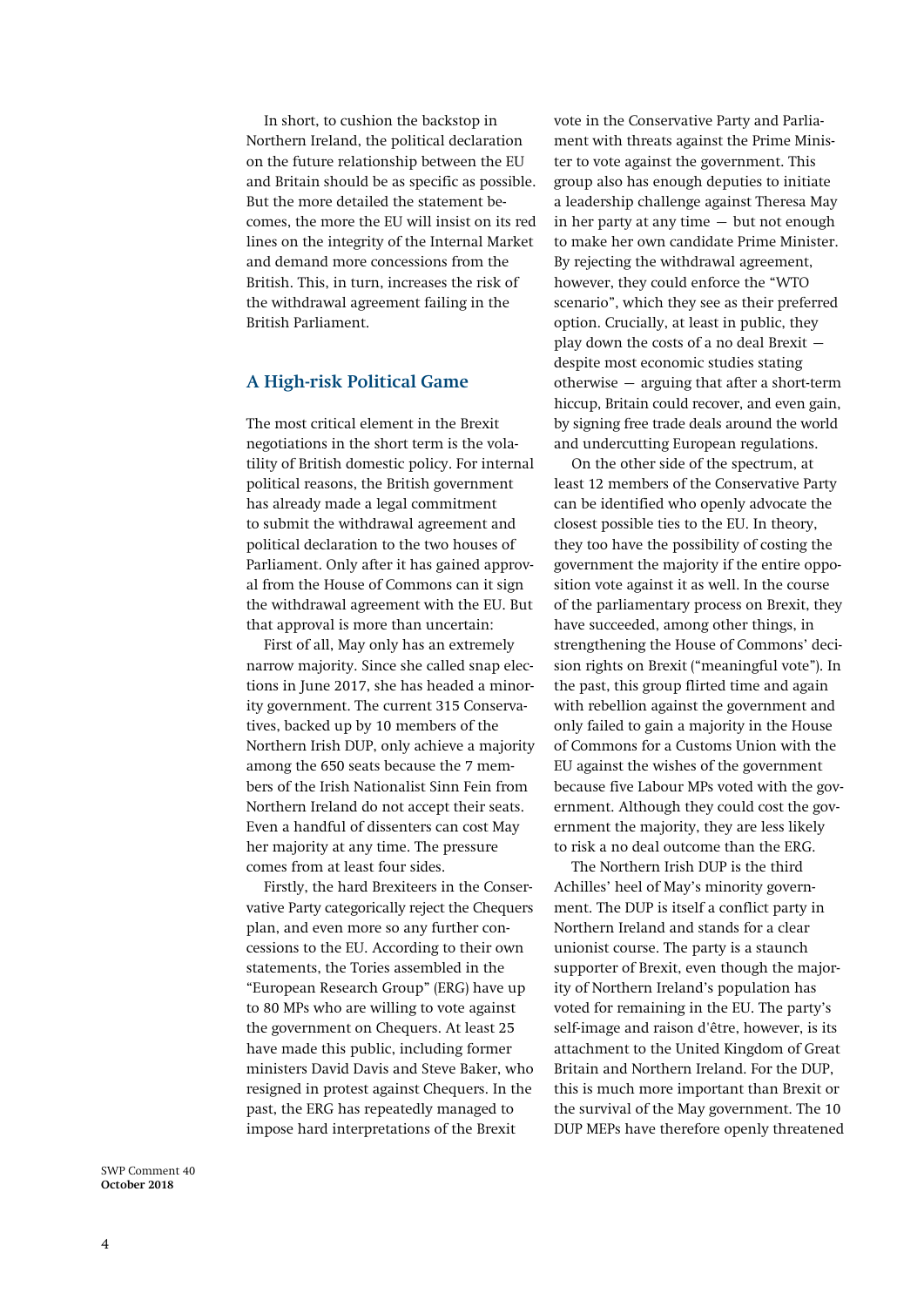In short, to cushion the backstop in Northern Ireland, the political declaration on the future relationship between the EU and Britain should be as specific as possible. But the more detailed the statement becomes, the more the EU will insist on its red lines on the integrity of the Internal Market and demand more concessions from the British. This, in turn, increases the risk of the withdrawal agreement failing in the British Parliament.

## A High-risk Political Game

The most critical element in the Brexit negotiations in the short term is the volatility of British domestic policy. For internal political reasons, the British government has already made a legal commitment to submit the withdrawal agreement and political declaration to the two houses of Parliament. Only after it has gained approval from the House of Commons can it sign the withdrawal agreement with the EU. But that approval is more than uncertain:

First of all, May only has an extremely narrow majority. Since she called snap elections in June 2017, she has headed a minority government. The current 315 Conservatives, backed up by 10 members of the Northern Irish DUP, only achieve a majority among the 650 seats because the 7 members of the Irish Nationalist Sinn Fein from Northern Ireland do not accept their seats. Even a handful of dissenters can cost May her majority at any time. The pressure comes from at least four sides.

Firstly, the hard Brexiteers in the Conservative Party categorically reject the Chequers plan, and even more so any further concessions to the EU. According to their own statements, the Tories assembled in the "European Research Group" (ERG) have up to 80 MPs who are willing to vote against the government on Chequers. At least 25 have made this public, including former ministers David Davis and Steve Baker, who resigned in protest against Chequers. In the past, the ERG has repeatedly managed to impose hard interpretations of the Brexit vote in the Conservative Party and Parliament with threats against the Prime Minister to vote against the government. This group also has enough deputies to initiate a leadership challenge against Theresa May in her party at any time — but not enough to make her own candidate Prime Minister. By rejecting the withdrawal agreement, however, they could enforce the "WTO scenario", which they see as their preferred option. Crucially, at least in public, they play down the costs of a no deal Brexit — despite most economic studies stating otherwise — arguing that after a short-term hiccup, Britain could recover, and even gain, by signing free trade deals around the world and undercutting European regulations.

On the other side of the spectrum, at least 12 members of the Conservative Party can be identified who openly advocate the closest possible ties to the EU. In theory, they too have the possibility of costing the government the majority if the entire opposition vote against it as well. In the course of the parliamentary process on Brexit, they have succeeded, among other things, in strengthening the House of Commons' decision rights on Brexit ("meaningful vote"). In the past, this group flirted time and again with rebellion against the government and only failed to gain a majority in the House of Commons for a Customs Union with the EU against the wishes of the government because five Labour MPs voted with the government. Although they could cost the government the majority, they are less likely to risk a no deal outcome than the ERG.

The Northern Irish DUP is the third Achilles' heel of May's minority government. The DUP is itself a conflict party in Northern Ireland and stands for a clear unionist course. The party is a staunch supporter of Brexit, even though the majority of Northern Ireland's population has voted for remaining in the EU. The party's self-image and raison d'être, however, is its attachment to the United Kingdom of Great Britain and Northern Ireland. For the DUP, this is much more important than Brexit or the survival of the May government. The 10 DUP MEPs have therefore openly threatened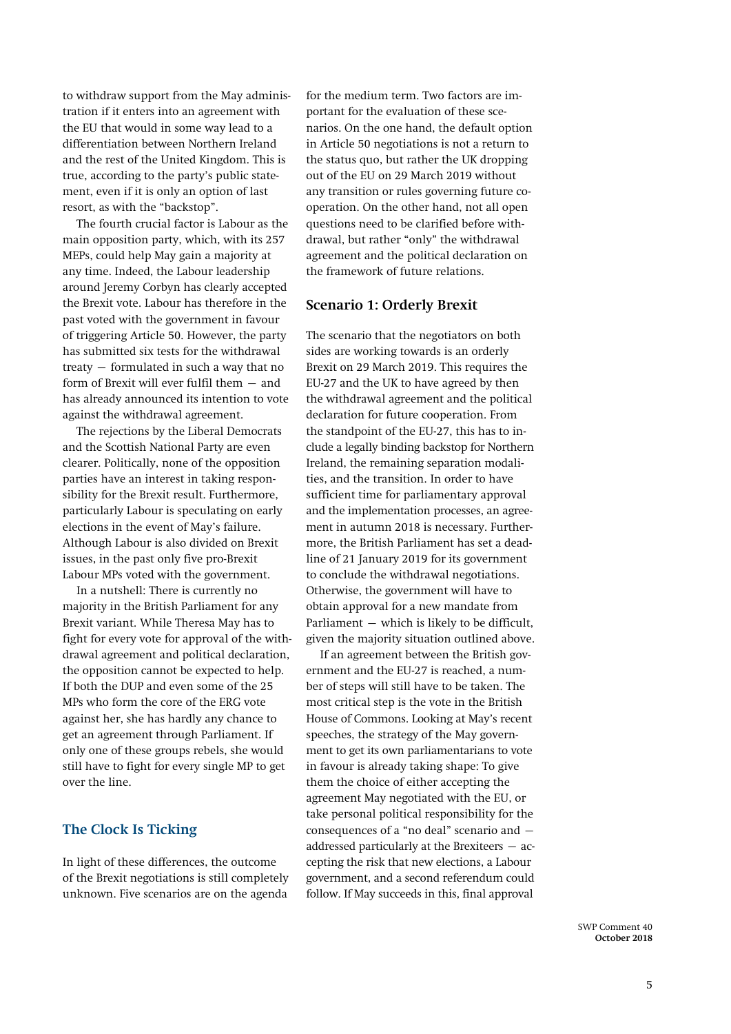to withdraw support from the May administration if it enters into an agreement with the EU that would in some way lead to a differentiation between Northern Ireland and the rest of the United Kingdom. This is true, according to the party's public statement, even if it is only an option of last resort, as with the "backstop".

The fourth crucial factor is Labour as the main opposition party, which, with its 257 MEPs, could help May gain a majority at any time. Indeed, the Labour leadership around Jeremy Corbyn has clearly accepted the Brexit vote. Labour has therefore in the past voted with the government in favour of triggering Article 50. However, the party has submitted six tests for the withdrawal treaty — formulated in such a way that no form of Brexit will ever fulfil them — and has already announced its intention to vote against the withdrawal agreement.

The rejections by the Liberal Democrats and the Scottish National Party are even clearer. Politically, none of the opposition parties have an interest in taking responsibility for the Brexit result. Furthermore, particularly Labour is speculating on early elections in the event of May's failure. Although Labour is also divided on Brexit issues, in the past only five pro-Brexit Labour MPs voted with the government.

In a nutshell: There is currently no majority in the British Parliament for any Brexit variant. While Theresa May has to fight for every vote for approval of the withdrawal agreement and political declaration, the opposition cannot be expected to help. If both the DUP and even some of the 25 MPs who form the core of the ERG vote against her, she has hardly any chance to get an agreement through Parliament. If only one of these groups rebels, she would still have to fight for every single MP to get over the line.

## The Clock Is Ticking

In light of these differences, the outcome of the Brexit negotiations is still completely unknown. Five scenarios are on the agenda for the medium term. Two factors are important for the evaluation of these scenarios. On the one hand, the default option in Article 50 negotiations is not a return to the status quo, but rather the UK dropping out of the EU on 29 March 2019 without any transition or rules governing future cooperation. On the other hand, not all open questions need to be clarified before withdrawal, but rather "only" the withdrawal agreement and the political declaration on the framework of future relations.

### Scenario 1: Orderly Brexit

The scenario that the negotiators on both sides are working towards is an orderly Brexit on 29 March 2019. This requires the EU-27 and the UK to have agreed by then the withdrawal agreement and the political declaration for future cooperation. From the standpoint of the EU-27, this has to include a legally binding backstop for Northern Ireland, the remaining separation modalities, and the transition. In order to have sufficient time for parliamentary approval and the implementation processes, an agreement in autumn 2018 is necessary. Furthermore, the British Parliament has set a deadline of 21 January 2019 for its government to conclude the withdrawal negotiations. Otherwise, the government will have to obtain approval for a new mandate from Parliament — which is likely to be difficult, given the majority situation outlined above.

If an agreement between the British government and the EU-27 is reached, a number of steps will still have to be taken. The most critical step is the vote in the British House of Commons. Looking at May's recent speeches, the strategy of the May government to get its own parliamentarians to vote in favour is already taking shape: To give them the choice of either accepting the agreement May negotiated with the EU, or take personal political responsibility for the consequences of a "no deal" scenario and — addressed particularly at the Brexiteers — accepting the risk that new elections, a Labour government, and a second referendum could follow. If May succeeds in this, final approval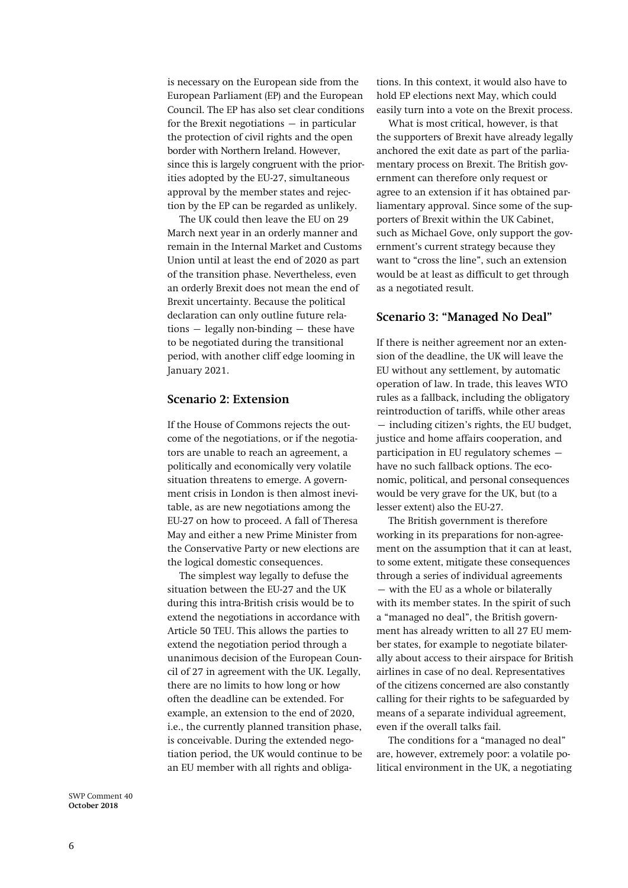is necessary on the European side from the European Parliament (EP) and the European Council. The EP has also set clear conditions for the Brexit negotiations — in particular the protection of civil rights and the open border with Northern Ireland. However, since this is largely congruent with the priorities adopted by the EU-27, simultaneous approval by the member states and rejection by the EP can be regarded as unlikely.

The UK could then leave the EU on 29 March next year in an orderly manner and remain in the Internal Market and Customs Union until at least the end of 2020 as part of the transition phase. Nevertheless, even an orderly Brexit does not mean the end of Brexit uncertainty. Because the political declaration can only outline future relations — legally non-binding — these have to be negotiated during the transitional period, with another cliff edge looming in January 2021.

## Scenario 2: Extension

If the House of Commons rejects the outcome of the negotiations, or if the negotiators are unable to reach an agreement, a politically and economically very volatile situation threatens to emerge. A government crisis in London is then almost inevitable, as are new negotiations among the EU-27 on how to proceed. A fall of Theresa May and either a new Prime Minister from the Conservative Party or new elections are the logical domestic consequences.

The simplest way legally to defuse the situation between the EU-27 and the UK during this intra-British crisis would be to extend the negotiations in accordance with Article 50 TEU. This allows the parties to extend the negotiation period through a unanimous decision of the European Council of 27 in agreement with the UK. Legally, there are no limits to how long or how often the deadline can be extended. For example, an extension to the end of 2020, i.e., the currently planned transition phase, is conceivable. During the extended negotiation period, the UK would continue to be an EU member with all rights and obligations. In this context, it would also have to hold EP elections next May, which could easily turn into a vote on the Brexit process.

What is most critical, however, is that the supporters of Brexit have already legally anchored the exit date as part of the parliamentary process on Brexit. The British government can therefore only request or agree to an extension if it has obtained parliamentary approval. Since some of the supporters of Brexit within the UK Cabinet, such as Michael Gove, only support the government's current strategy because they want to "cross the line", such an extension would be at least as difficult to get through as a negotiated result.

## Scenario 3: "Managed No Deal"

If there is neither agreement nor an extension of the deadline, the UK will leave the EU without any settlement, by automatic operation of law. In trade, this leaves WTO rules as a fallback, including the obligatory reintroduction of tariffs, while other areas — including citizen's rights, the EU budget, justice and home affairs cooperation, and participation in EU regulatory schemes — have no such fallback options. The economic, political, and personal consequences would be very grave for the UK, but (to a lesser extent) also the EU-27.

The British government is therefore working in its preparations for non-agreement on the assumption that it can at least, to some extent, mitigate these consequences through a series of individual agreements — with the EU as a whole or bilaterally with its member states. In the spirit of such a "managed no deal", the British government has already written to all 27 EU member states, for example to negotiate bilaterally about access to their airspace for British airlines in case of no deal. Representatives of the citizens concerned are also constantly calling for their rights to be safeguarded by means of a separate individual agreement, even if the overall talks fail.

The conditions for a "managed no deal" are, however, extremely poor: a volatile political environment in the UK, a negotiating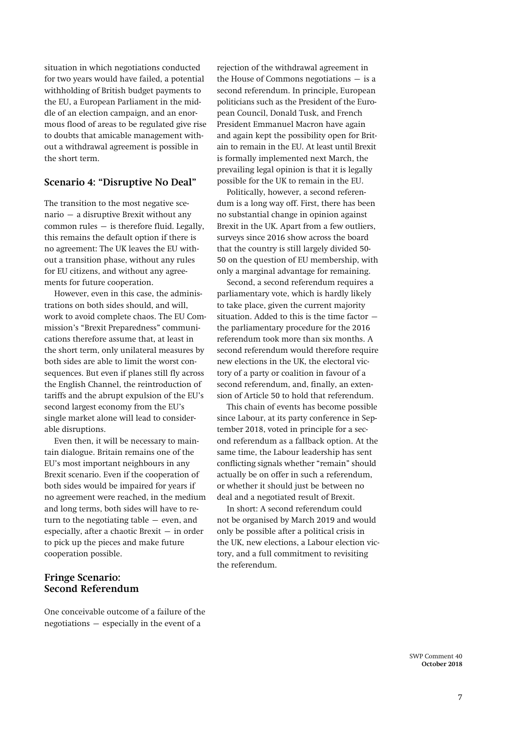situation in which negotiations conducted for two years would have failed, a potential withholding of British budget payments to the EU, a European Parliament in the middle of an election campaign, and an enormous flood of areas to be regulated give rise to doubts that amicable management without a withdrawal agreement is possible in the short term.

## Scenario 4: "Disruptive No Deal"

The transition to the most negative scenario — a disruptive Brexit without any common rules — is therefore fluid. Legally, this remains the default option if there is no agreement: The UK leaves the EU without a transition phase, without any rules for EU citizens, and without any agreements for future cooperation.

However, even in this case, the administrations on both sides should, and will, work to avoid complete chaos. The EU Commission's "Brexit Preparedness" communications therefore assume that, at least in the short term, only unilateral measures by both sides are able to limit the worst consequences. But even if planes still fly across the English Channel, the reintroduction of tariffs and the abrupt expulsion of the EU's second largest economy from the EU's single market alone will lead to considerable disruptions.

Even then, it will be necessary to maintain dialogue. Britain remains one of the EU's most important neighbours in any Brexit scenario. Even if the cooperation of both sides would be impaired for years if no agreement were reached, in the medium and long terms, both sides will have to return to the negotiating table — even, and especially, after a chaotic Brexit — in order to pick up the pieces and make future cooperation possible.

## Fringe Scenario: Second Referendum

One conceivable outcome of a failure of the negotiations — especially in the event of a rejection of the withdrawal agreement in the House of Commons negotiations — is a second referendum. In principle, European politicians such as the President of the European Council, Donald Tusk, and French President Emmanuel Macron have again and again kept the possibility open for Britain to remain in the EU. At least until Brexit is formally implemented next March, the prevailing legal opinion is that it is legally possible for the UK to remain in the EU.

Politically, however, a second referendum is a long way off. First, there has been no substantial change in opinion against Brexit in the UK. Apart from a few outliers, surveys since 2016 show across the board that the country is still largely divided 50-50 on the question of EU membership, with only a marginal advantage for remaining.

Second, a second referendum requires a parliamentary vote, which is hardly likely to take place, given the current majority situation. Added to this is the time factor — the parliamentary procedure for the 2016 referendum took more than six months. A second referendum would therefore require new elections in the UK, the electoral victory of a party or coalition in favour of a second referendum, and, finally, an extension of Article 50 to hold that referendum.

This chain of events has become possible since Labour, at its party conference in September 2018, voted in principle for a second referendum as a fallback option. At the same time, the Labour leadership has sent conflicting signals whether "remain" should actually be on offer in such a referendum, or whether it should just be between no deal and a negotiated result of Brexit.

In short: A second referendum could not be organised by March 2019 and would only be possible after a political crisis in the UK, new elections, a Labour election victory, and a full commitment to revisiting the referendum.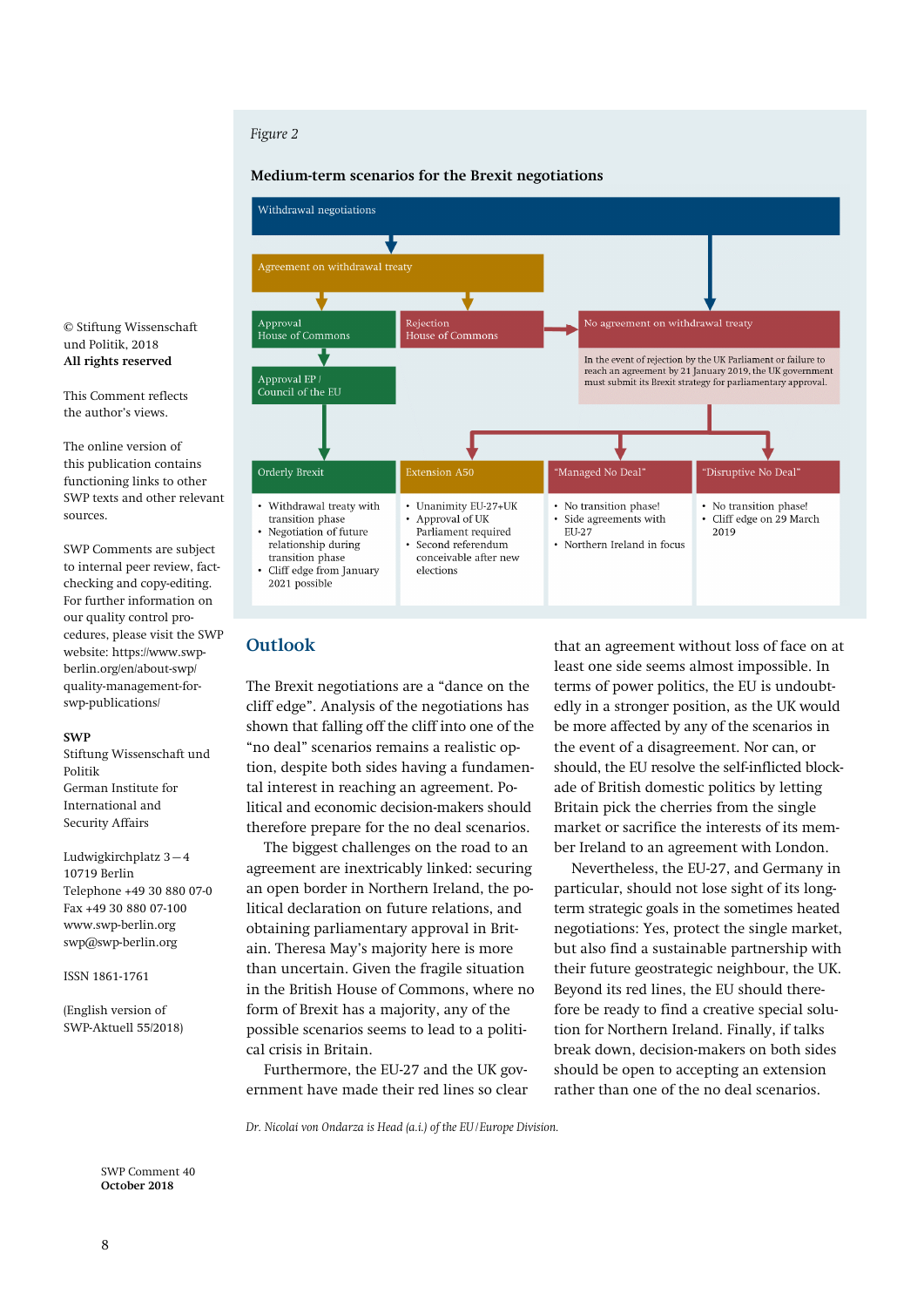*Figure 2*

**Medium-term scenarios for the Brexit negotiations**

Withdrawal negotiations

Agreement on withdrawal treaty

Approval House of Commons

Rejection House of Commons

No agreement on withdrawal treaty

In the event of rejection by the UK Parliament or failure to reach an agreement by 21 January 2019, the UK government must submit its Brexit strategy for parliamentary approval.

Approval EP / Council of the EU

Orderly Brexit
- Withdrawal treaty with transition phase
- Negotiation of future relationship during transition phase
- Cliff edge from January 2021 possible

Extension A50
- Unanimity EU-27+UK
- Approval of UK Parliament required
- Second referendum conceivable after new elections

"Managed No Deal"
- No transition phase!
- Side agreements with EU-27
- Northern Ireland in focus

"Disruptive No Deal"
- No transition phase!
- Cliff edge on 29 March 2019

## Outlook

The Brexit negotiations are a "dance on the cliff edge". Analysis of the negotiations has shown that falling off the cliff into one of the "no deal" scenarios remains a realistic option, despite both sides having a fundamental interest in reaching an agreement. Political and economic decision-makers should therefore prepare for the no deal scenarios.

The biggest challenges on the road to an agreement are inextricably linked: securing an open border in Northern Ireland, the political declaration on future relations, and obtaining parliamentary approval in Britain. Theresa May's majority here is more than uncertain. Given the fragile situation in the British House of Commons, where no form of Brexit has a majority, any of the possible scenarios seems to lead to a political crisis in Britain.

Furthermore, the EU-27 and the UK government have made their red lines so clear that an agreement without loss of face on at least one side seems almost impossible. In terms of power politics, the EU is undoubtedly in a stronger position, as the UK would be more affected by any of the scenarios in the event of a disagreement. Nor can, or should, the EU resolve the self-inflicted blockade of British domestic politics by letting Britain pick the cherries from the single market or sacrifice the interests of its member Ireland to an agreement with London.

Nevertheless, the EU-27, and Germany in particular, should not lose sight of its long-term strategic goals in the sometimes heated negotiations: Yes, protect the single market, but also find a sustainable partnership with their future geostrategic neighbour, the UK. Beyond its red lines, the EU should therefore be ready to find a creative special solution for Northern Ireland. Finally, if talks break down, decision-makers on both sides should be open to accepting an extension rather than one of the no deal scenarios.

*Dr. Nicolai von Ondarza is Head (a.i.) of the EU/Europe Division.*

© Stiftung Wissenschaft und Politik, 2018
**All rights reserved**

This Comment reflects the author's views.

The online version of this publication contains functioning links to other SWP texts and other relevant sources.

SWP Comments are subject to internal peer review, fact-checking and copy-editing. For further information on our quality control procedures, please visit the SWP website: https://www.swp-berlin.org/en/about-swp/quality-management-for-swp-publications/

**SWP**
Stiftung Wissenschaft und Politik
German Institute for International and Security Affairs

Ludwigkirchplatz 3—4
10719 Berlin
Telephone +49 30 880 07-0
Fax +49 30 880 07-100
www.swp-berlin.org
swp@swp-berlin.org

ISSN 1861-1761

(English version of SWP-Aktuell 55/2018)